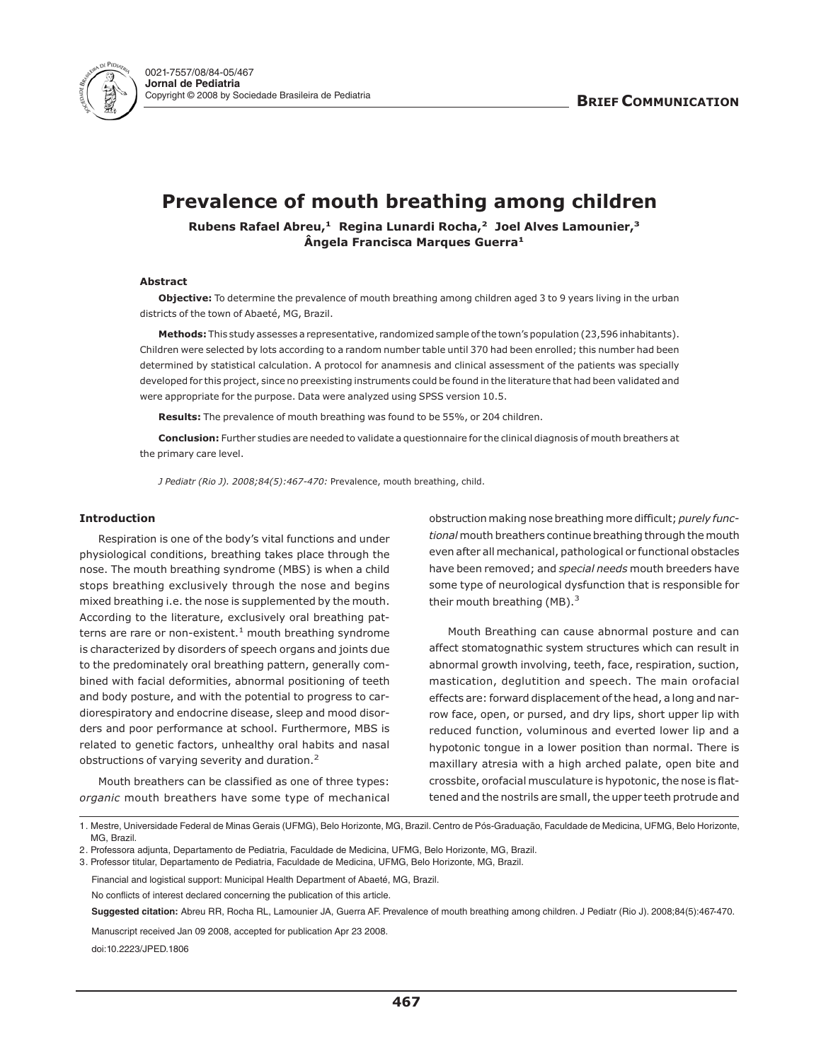**Brief Communication**

# Prevalence of mouth breathing among children

**Rubens Rafael Abreu,[1] Regina Lunardi Rocha,[2] Joel Alves Lamounier,[3] Ângela Francisca Marques Guerra[1]**

### Abstract

**Objective:** To determine the prevalence of mouth breathing among children aged 3 to 9 years living in the urban districts of the town of Abaeté, MG, Brazil.

**Methods:** This study assesses a representative, randomized sample of the town's population (23,596 inhabitants). Children were selected by lots according to a random number table until 370 had been enrolled; this number had been determined by statistical calculation. A protocol for anamnesis and clinical assessment of the patients was specially developed for this project, since no preexisting instruments could be found in the literature that had been validated and were appropriate for the purpose. Data were analyzed using SPSS version 10.5.

**Results:** The prevalence of mouth breathing was found to be 55%, or 204 children.

**Conclusion:** Further studies are needed to validate a questionnaire for the clinical diagnosis of mouth breathers at the primary care level.

*J Pediatr (Rio J). 2008;84(5):467-470:* Prevalence, mouth breathing, child.

### Introduction

Respiration is one of the body's vital functions and under physiological conditions, breathing takes place through the nose. The mouth breathing syndrome (MBS) is when a child stops breathing exclusively through the nose and begins mixed breathing i.e. the nose is supplemented by the mouth. According to the literature, exclusively oral breathing patterns are rare or non-existent.[1] mouth breathing syndrome is characterized by disorders of speech organs and joints due to the predominately oral breathing pattern, generally combined with facial deformities, abnormal positioning of teeth and body posture, and with the potential to progress to cardiorespiratory and endocrine disease, sleep and mood disorders and poor performance at school. Furthermore, MBS is related to genetic factors, unhealthy oral habits and nasal obstructions of varying severity and duration.[2]

Mouth breathers can be classified as one of three types: *organic* mouth breathers have some type of mechanical obstruction making nose breathing more difficult; *purely functional* mouth breathers continue breathing through the mouth even after all mechanical, pathological or functional obstacles have been removed; and *special needs* mouth breeders have some type of neurological dysfunction that is responsible for their mouth breathing (MB).[3]

Mouth Breathing can cause abnormal posture and can affect stomatognathic system structures which can result in abnormal growth involving, teeth, face, respiration, suction, mastication, deglutition and speech. The main orofacial effects are: forward displacement of the head, a long and narrow face, open, or pursed, and dry lips, short upper lip with reduced function, voluminous and everted lower lip and a hypotonic tongue in a lower position than normal. There is maxillary atresia with a high arched palate, open bite and crossbite, orofacial musculature is hypotonic, the nose is flattened and the nostrils are small, the upper teeth protrude and

1. Mestre, Universidade Federal de Minas Gerais (UFMG), Belo Horizonte, MG, Brazil. Centro de Pós-Graduação, Faculdade de Medicina, UFMG, Belo Horizonte, MG, Brazil.
2. Professora adjunta, Departamento de Pediatria, Faculdade de Medicina, UFMG, Belo Horizonte, MG, Brazil.
3. Professor titular, Departamento de Pediatria, Faculdade de Medicina, UFMG, Belo Horizonte, MG, Brazil.

Financial and logistical support: Municipal Health Department of Abaeté, MG, Brazil.

No conflicts of interest declared concerning the publication of this article.

**Suggested citation:** Abreu RR, Rocha RL, Lamounier JA, Guerra AF. Prevalence of mouth breathing among children. J Pediatr (Rio J). 2008;84(5):467-470.

Manuscript received Jan 09 2008, accepted for publication Apr 23 2008.

doi:10.2223/JPED.1806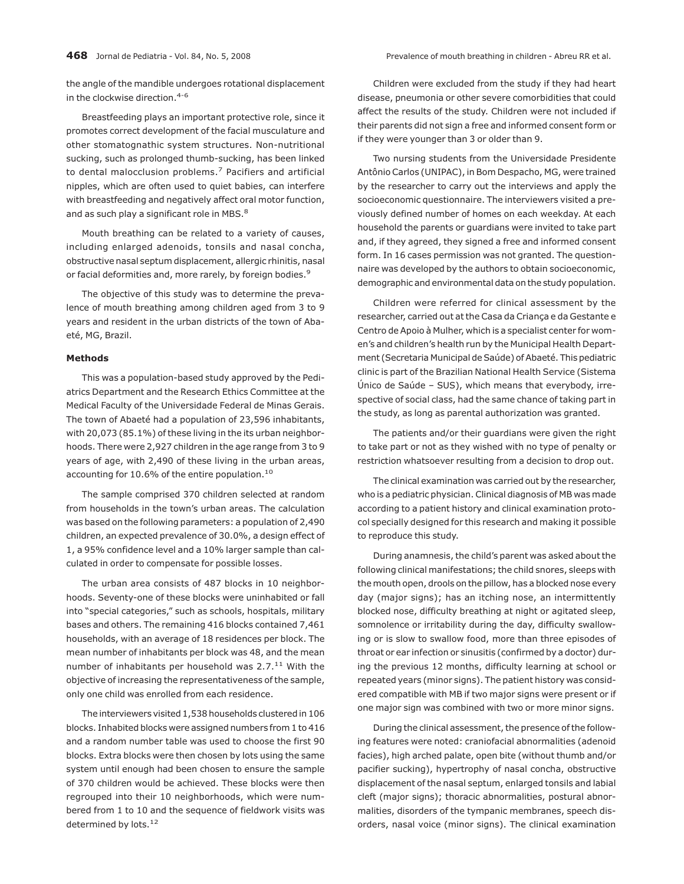the angle of the mandible undergoes rotational displacement in the clockwise direction.[4-6]

Breastfeeding plays an important protective role, since it promotes correct development of the facial musculature and other stomatognathic system structures. Non-nutritional sucking, such as prolonged thumb-sucking, has been linked to dental malocclusion problems.[7] Pacifiers and artificial nipples, which are often used to quiet babies, can interfere with breastfeeding and negatively affect oral motor function, and as such play a significant role in MBS.[8]

Mouth breathing can be related to a variety of causes, including enlarged adenoids, tonsils and nasal concha, obstructive nasal septum displacement, allergic rhinitis, nasal or facial deformities and, more rarely, by foreign bodies.[9]

The objective of this study was to determine the prevalence of mouth breathing among children aged from 3 to 9 years and resident in the urban districts of the town of Abaeté, MG, Brazil.

### Methods

This was a population-based study approved by the Pediatrics Department and the Research Ethics Committee at the Medical Faculty of the Universidade Federal de Minas Gerais. The town of Abaeté had a population of 23,596 inhabitants, with 20,073 (85.1%) of these living in the its urban neighborhoods. There were 2,927 children in the age range from 3 to 9 years of age, with 2,490 of these living in the urban areas, accounting for 10.6% of the entire population.[10]

The sample comprised 370 children selected at random from households in the town's urban areas. The calculation was based on the following parameters: a population of 2,490 children, an expected prevalence of 30.0%, a design effect of 1, a 95% confidence level and a 10% larger sample than calculated in order to compensate for possible losses.

The urban area consists of 487 blocks in 10 neighborhoods. Seventy-one of these blocks were uninhabited or fall into "special categories," such as schools, hospitals, military bases and others. The remaining 416 blocks contained 7,461 households, with an average of 18 residences per block. The mean number of inhabitants per block was 48, and the mean number of inhabitants per household was 2.7.[11] With the objective of increasing the representativeness of the sample, only one child was enrolled from each residence.

The interviewers visited 1,538 households clustered in 106 blocks. Inhabited blocks were assigned numbers from 1 to 416 and a random number table was used to choose the first 90 blocks. Extra blocks were then chosen by lots using the same system until enough had been chosen to ensure the sample of 370 children would be achieved. These blocks were then regrouped into their 10 neighborhoods, which were numbered from 1 to 10 and the sequence of fieldwork visits was determined by lots.[12]

Children were excluded from the study if they had heart disease, pneumonia or other severe comorbidities that could affect the results of the study. Children were not included if their parents did not sign a free and informed consent form or if they were younger than 3 or older than 9.

Two nursing students from the Universidade Presidente Antônio Carlos (UNIPAC), in Bom Despacho, MG, were trained by the researcher to carry out the interviews and apply the socioeconomic questionnaire. The interviewers visited a previously defined number of homes on each weekday. At each household the parents or guardians were invited to take part and, if they agreed, they signed a free and informed consent form. In 16 cases permission was not granted. The questionnaire was developed by the authors to obtain socioeconomic, demographic and environmental data on the study population.

Children were referred for clinical assessment by the researcher, carried out at the Casa da Criança e da Gestante e Centro de Apoio à Mulher, which is a specialist center for women's and children's health run by the Municipal Health Department (Secretaria Municipal de Saúde) of Abaeté. This pediatric clinic is part of the Brazilian National Health Service (Sistema Único de Saúde – SUS), which means that everybody, irrespective of social class, had the same chance of taking part in the study, as long as parental authorization was granted.

The patients and/or their guardians were given the right to take part or not as they wished with no type of penalty or restriction whatsoever resulting from a decision to drop out.

The clinical examination was carried out by the researcher, who is a pediatric physician. Clinical diagnosis of MB was made according to a patient history and clinical examination protocol specially designed for this research and making it possible to reproduce this study.

During anamnesis, the child's parent was asked about the following clinical manifestations; the child snores, sleeps with the mouth open, drools on the pillow, has a blocked nose every day (major signs); has an itching nose, an intermittently blocked nose, difficulty breathing at night or agitated sleep, somnolence or irritability during the day, difficulty swallowing or is slow to swallow food, more than three episodes of throat or ear infection or sinusitis (confirmed by a doctor) during the previous 12 months, difficulty learning at school or repeated years (minor signs). The patient history was considered compatible with MB if two major signs were present or if one major sign was combined with two or more minor signs.

During the clinical assessment, the presence of the following features were noted: craniofacial abnormalities (adenoid facies), high arched palate, open bite (without thumb and/or pacifier sucking), hypertrophy of nasal concha, obstructive displacement of the nasal septum, enlarged tonsils and labial cleft (major signs); thoracic abnormalities, postural abnormalities, disorders of the tympanic membranes, speech disorders, nasal voice (minor signs). The clinical examination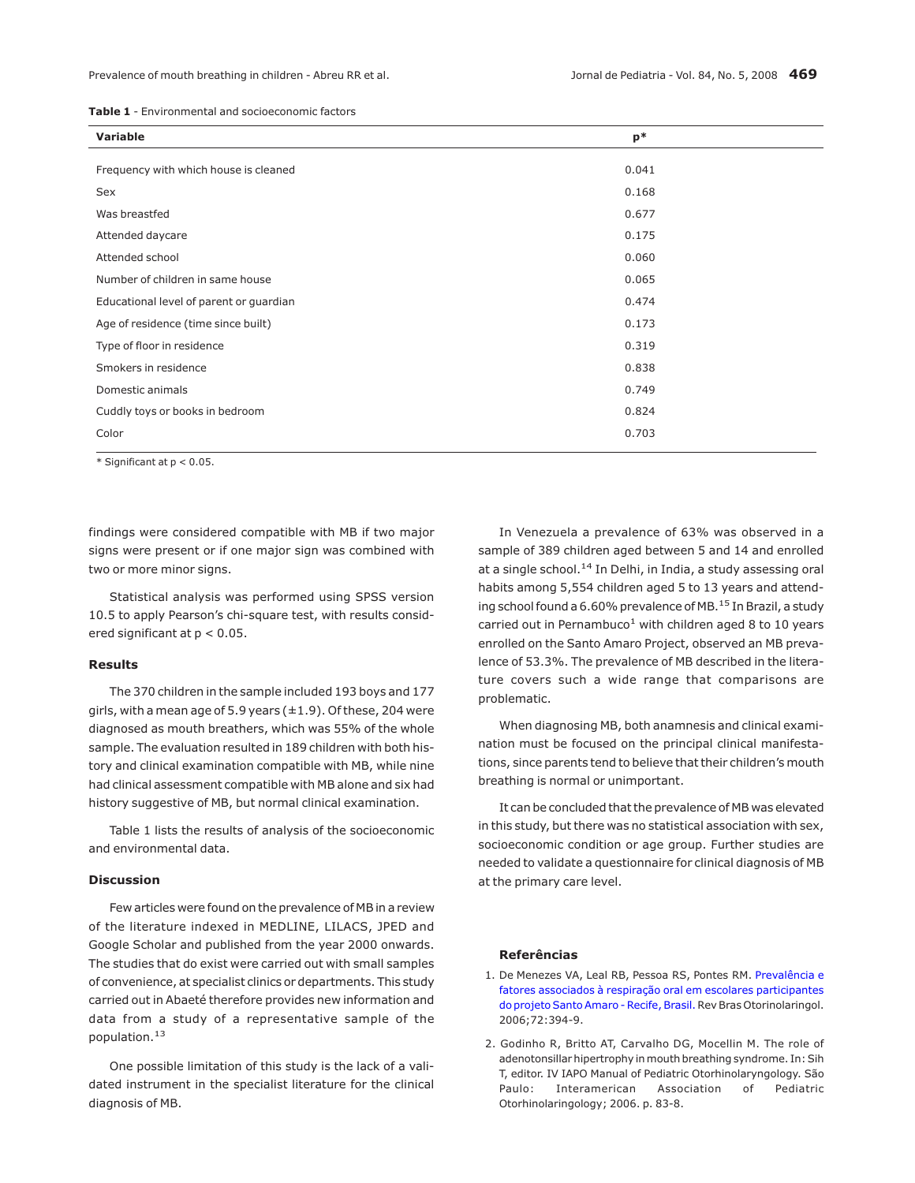**Table 1** - Environmental and socioeconomic factors

| Variable | p* |
|---|---|
| Frequency with which house is cleaned | 0.041 |
| Sex | 0.168 |
| Was breastfed | 0.677 |
| Attended daycare | 0.175 |
| Attended school | 0.060 |
| Number of children in same house | 0.065 |
| Educational level of parent or guardian | 0.474 |
| Age of residence (time since built) | 0.173 |
| Type of floor in residence | 0.319 |
| Smokers in residence | 0.838 |
| Domestic animals | 0.749 |
| Cuddly toys or books in bedroom | 0.824 |
| Color | 0.703 |

* Significant at $p < 0.05$.

findings were considered compatible with MB if two major signs were present or if one major sign was combined with two or more minor signs.

Statistical analysis was performed using SPSS version 10.5 to apply Pearson's chi-square test, with results considered significant at $p < 0.05$.

### Results

The 370 children in the sample included 193 boys and 177 girls, with a mean age of 5.9 years (±1.9). Of these, 204 were diagnosed as mouth breathers, which was 55% of the whole sample. The evaluation resulted in 189 children with both history and clinical examination compatible with MB, while nine had clinical assessment compatible with MB alone and six had history suggestive of MB, but normal clinical examination.

Table 1 lists the results of analysis of the socioeconomic and environmental data.

### Discussion

Few articles were found on the prevalence of MB in a review of the literature indexed in MEDLINE, LILACS, JPED and Google Scholar and published from the year 2000 onwards. The studies that do exist were carried out with small samples of convenience, at specialist clinics or departments. This study carried out in Abaeté therefore provides new information and data from a study of a representative sample of the population.[13]

One possible limitation of this study is the lack of a validated instrument in the specialist literature for the clinical diagnosis of MB.

In Venezuela a prevalence of 63% was observed in a sample of 389 children aged between 5 and 14 and enrolled at a single school.[14] In Delhi, in India, a study assessing oral habits among 5,554 children aged 5 to 13 years and attending school found a 6.60% prevalence of MB.[15] In Brazil, a study carried out in Pernambuco[1] with children aged 8 to 10 years enrolled on the Santo Amaro Project, observed an MB prevalence of 53.3%. The prevalence of MB described in the literature covers such a wide range that comparisons are problematic.

When diagnosing MB, both anamnesis and clinical examination must be focused on the principal clinical manifestations, since parents tend to believe that their children's mouth breathing is normal or unimportant.

It can be concluded that the prevalence of MB was elevated in this study, but there was no statistical association with sex, socioeconomic condition or age group. Further studies are needed to validate a questionnaire for clinical diagnosis of MB at the primary care level.

### Referências

1. De Menezes VA, Leal RB, Pessoa RS, Pontes RM. Prevalência e fatores associados à respiração oral em escolares participantes do projeto Santo Amaro - Recife, Brasil. Rev Bras Otorinolaringol. 2006;72:394-9.
2. Godinho R, Britto AT, Carvalho DG, Mocellin M. The role of adenotonsillar hipertrophy in mouth breathing syndrome. In: Sih T, editor. IV IAPO Manual of Pediatric Otorhinolaryngology. São Paulo: Interamerican Association of Pediatric Otorhinolaryngology; 2006. p. 83-8.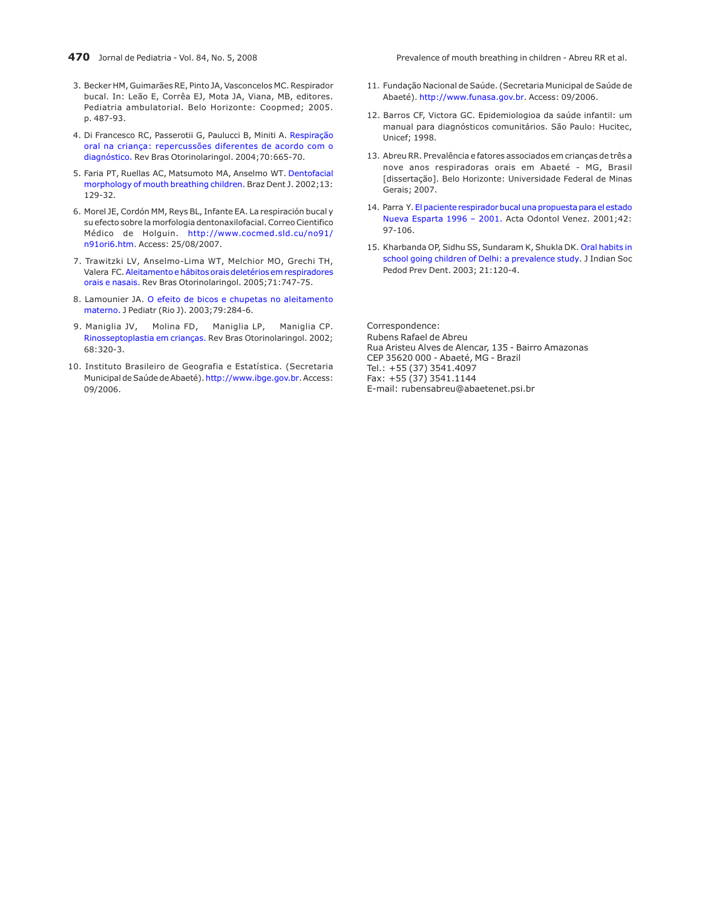3. Becker HM, Guimarães RE, Pinto JA, Vasconcelos MC. Respirador bucal. In: Leão E, Corrêa EJ, Mota JA, Viana, MB, editores. Pediatria ambulatorial. Belo Horizonte: Coopmed; 2005. p. 487-93.

4. Di Francesco RC, Passerotii G, Paulucci B, Miniti A. Respiração oral na criança: repercussões diferentes de acordo com o diagnóstico. Rev Bras Otorinolaringol. 2004;70:665-70.

5. Faria PT, Ruellas AC, Matsumoto MA, Anselmo WT. Dentofacial morphology of mouth breathing children. Braz Dent J. 2002;13: 129-32.

6. Morel JE, Cordón MM, Reys BL, Infante EA. La respiración bucal y su efecto sobre la morfologia dentonaxilofacial. Correo Cientifico Médico de Holguin. http://www.cocmed.sld.cu/no91/n91ori6.htm. Access: 25/08/2007.

7. Trawitzki LV, Anselmo-Lima WT, Melchior MO, Grechi TH, Valera FC. Aleitamento e hábitos orais deletérios em respiradores orais e nasais. Rev Bras Otorinolaringol. 2005;71:747-75.

8. Lamounier JA. O efeito de bicos e chupetas no aleitamento materno. J Pediatr (Rio J). 2003;79:284-6.

9. Maniglia JV, Molina FD, Maniglia LP, Maniglia CP. Rinosseptoplastia em crianças. Rev Bras Otorinolaringol. 2002; 68:320-3.

10. Instituto Brasileiro de Geografia e Estatística. (Secretaria Municipal de Saúde de Abaeté). http://www.ibge.gov.br. Access: 09/2006.

11. Fundação Nacional de Saúde. (Secretaria Municipal de Saúde de Abaeté). http://www.funasa.gov.br. Access: 09/2006.

12. Barros CF, Victora GC. Epidemiologioa da saúde infantil: um manual para diagnósticos comunitários. São Paulo: Hucitec, Unicef; 1998.

13. Abreu RR. Prevalência e fatores associados em crianças de três a nove anos respiradoras orais em Abaeté - MG, Brasil [dissertação]. Belo Horizonte: Universidade Federal de Minas Gerais; 2007.

14. Parra Y. El paciente respirador bucal una propuesta para el estado Nueva Esparta 1996 – 2001. Acta Odontol Venez. 2001;42: 97-106.

15. Kharbanda OP, Sidhu SS, Sundaram K, Shukla DK. Oral habits in school going children of Delhi: a prevalence study. J Indian Soc Pedod Prev Dent. 2003; 21:120-4.

Correspondence:
Rubens Rafael de Abreu
Rua Aristeu Alves de Alencar, 135 - Bairro Amazonas
CEP 35620 000 - Abaeté, MG - Brazil
Tel.: +55 (37) 3541.4097
Fax: +55 (37) 3541.1144
E-mail: rubensabreu@abaetenet.psi.br